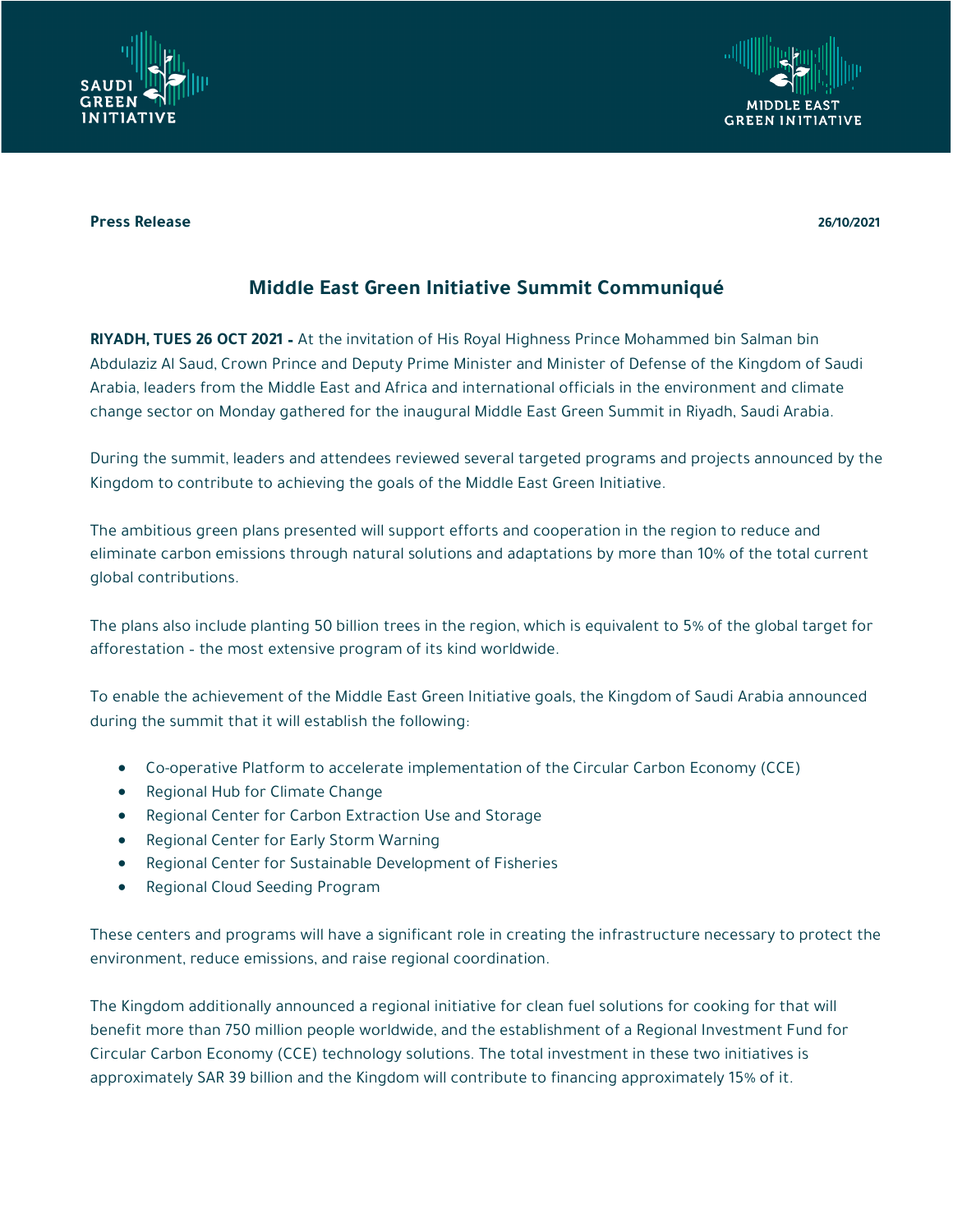**Press Release** **26/10/2021**

## Middle East Green Initiative Summit Communiqué

**RIYADH, TUES 26 OCT 2021 -** At the invitation of His Royal Highness Prince Mohammed bin Salman bin Abdulaziz Al Saud, Crown Prince and Deputy Prime Minister and Minister of Defense of the Kingdom of Saudi Arabia, leaders from the Middle East and Africa and international officials in the environment and climate change sector on Monday gathered for the inaugural Middle East Green Summit in Riyadh, Saudi Arabia.

During the summit, leaders and attendees reviewed several targeted programs and projects announced by the Kingdom to contribute to achieving the goals of the Middle East Green Initiative.

The ambitious green plans presented will support efforts and cooperation in the region to reduce and eliminate carbon emissions through natural solutions and adaptations by more than 10% of the total current global contributions.

The plans also include planting 50 billion trees in the region, which is equivalent to 5% of the global target for afforestation - the most extensive program of its kind worldwide.

To enable the achievement of the Middle East Green Initiative goals, the Kingdom of Saudi Arabia announced during the summit that it will establish the following:

- Co-operative Platform to accelerate implementation of the Circular Carbon Economy (CCE)
- Regional Hub for Climate Change
- Regional Center for Carbon Extraction Use and Storage
- Regional Center for Early Storm Warning
- Regional Center for Sustainable Development of Fisheries
- Regional Cloud Seeding Program

These centers and programs will have a significant role in creating the infrastructure necessary to protect the environment, reduce emissions, and raise regional coordination.

The Kingdom additionally announced a regional initiative for clean fuel solutions for cooking for that will benefit more than 750 million people worldwide, and the establishment of a Regional Investment Fund for Circular Carbon Economy (CCE) technology solutions. The total investment in these two initiatives is approximately SAR 39 billion and the Kingdom will contribute to financing approximately 15% of it.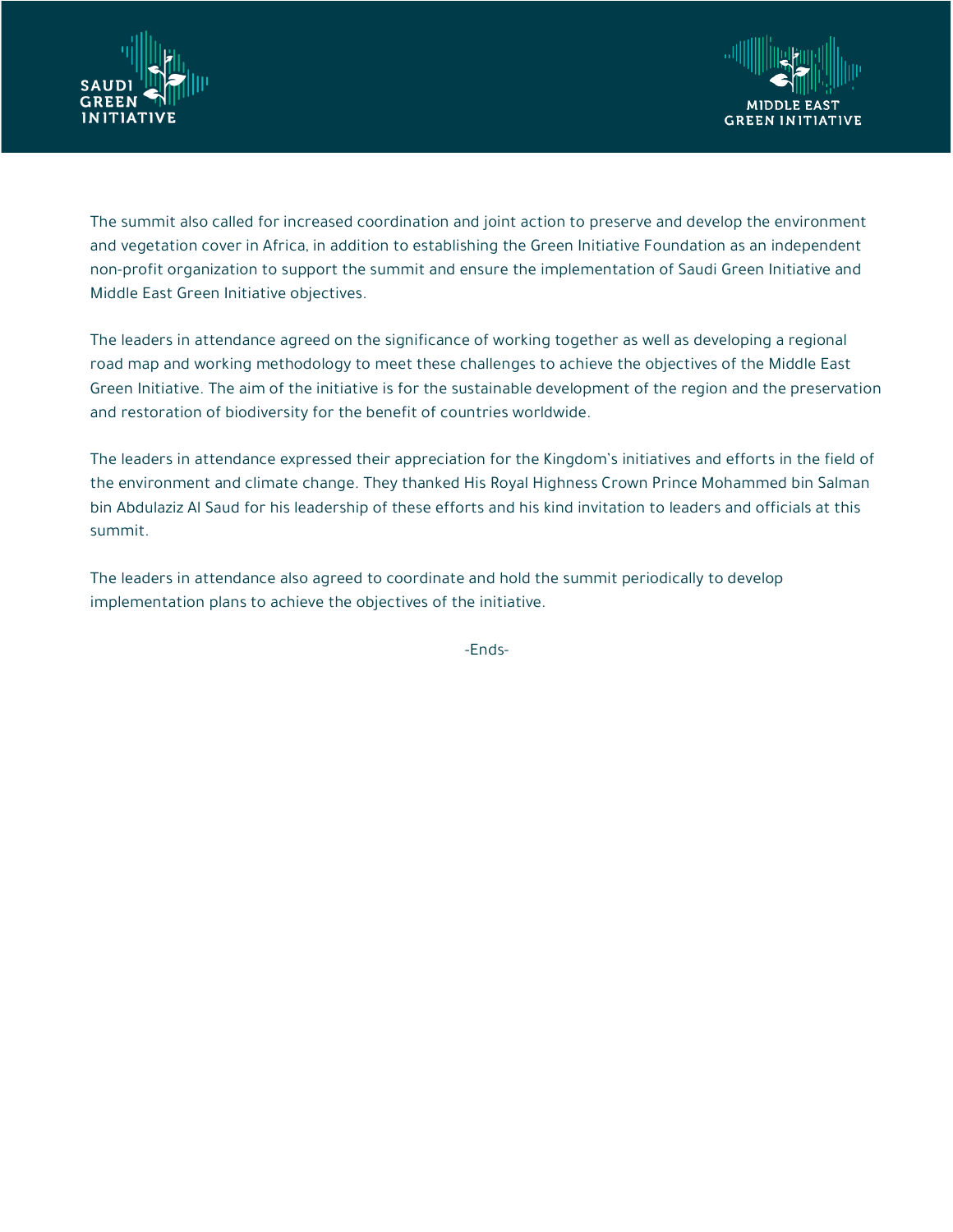The summit also called for increased coordination and joint action to preserve and develop the environment and vegetation cover in Africa, in addition to establishing the Green Initiative Foundation as an independent non-profit organization to support the summit and ensure the implementation of Saudi Green Initiative and Middle East Green Initiative objectives.

The leaders in attendance agreed on the significance of working together as well as developing a regional road map and working methodology to meet these challenges to achieve the objectives of the Middle East Green Initiative. The aim of the initiative is for the sustainable development of the region and the preservation and restoration of biodiversity for the benefit of countries worldwide.

The leaders in attendance expressed their appreciation for the Kingdom's initiatives and efforts in the field of the environment and climate change. They thanked His Royal Highness Crown Prince Mohammed bin Salman bin Abdulaziz Al Saud for his leadership of these efforts and his kind invitation to leaders and officials at this summit.

The leaders in attendance also agreed to coordinate and hold the summit periodically to develop implementation plans to achieve the objectives of the initiative.

-Ends-